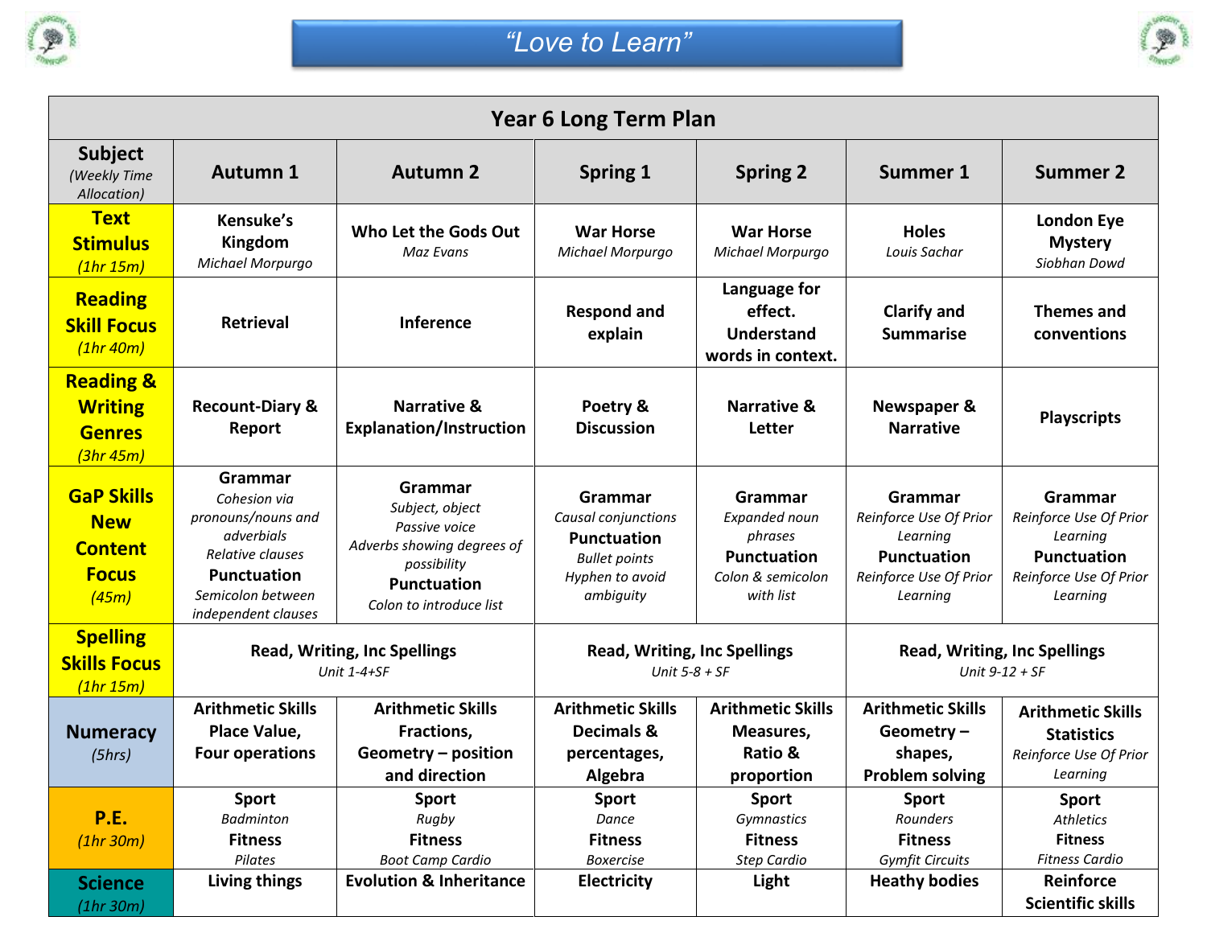# "Love to Learn"

| Year 6 Long Term Plan | | | | | | |
|---|---|---|---|---|---|---|
| **Subject** *(Weekly Time Allocation)* | **Autumn 1** | **Autumn 2** | **Spring 1** | **Spring 2** | **Summer 1** | **Summer 2** |
| **Text Stimulus** *(1hr 15m)* | **Kensuke's Kingdom** *Michael Morpurgo* | **Who Let the Gods Out** *Maz Evans* | **War Horse** *Michael Morpurgo* | **War Horse** *Michael Morpurgo* | **Holes** *Louis Sachar* | **London Eye Mystery** *Siobhan Dowd* |
| **Reading Skill Focus** *(1hr 40m)* | **Retrieval** | **Inference** | **Respond and explain** | **Language for effect. Understand words in context.** | **Clarify and Summarise** | **Themes and conventions** |
| **Reading & Writing Genres** *(3hr 45m)* | **Recount-Diary & Report** | **Narrative & Explanation/Instruction** | **Poetry & Discussion** | **Narrative & Letter** | **Newspaper & Narrative** | **Playscripts** |
| **GaP Skills New Content Focus** *(45m)* | **Grammar** *Cohesion via pronouns/nouns and adverbials* *Relative clauses* **Punctuation** *Semicolon between independent clauses* | **Grammar** *Subject, object* *Passive voice* *Adverbs showing degrees of possibility* **Punctuation** *Colon to introduce list* | **Grammar** *Causal conjunctions* **Punctuation** *Bullet points* *Hyphen to avoid ambiguity* | **Grammar** *Expanded noun phrases* **Punctuation** *Colon & semicolon with list* | **Grammar** *Reinforce Use Of Prior Learning* **Punctuation** *Reinforce Use Of Prior Learning* | **Grammar** *Reinforce Use Of Prior Learning* **Punctuation** *Reinforce Use Of Prior Learning* |
| **Spelling Skills Focus** *(1hr 15m)* | **Read, Writing, Inc Spellings** *Unit 1-4+SF* | | **Read, Writing, Inc Spellings** *Unit 5-8 + SF* | | **Read, Writing, Inc Spellings** *Unit 9-12 + SF* | |
| **Numeracy** *(5hrs)* | **Arithmetic Skills Place Value, Four operations** | **Arithmetic Skills Fractions, Geometry – position and direction** | **Arithmetic Skills Decimals & percentages, Algebra** | **Arithmetic Skills Measures, Ratio & proportion** | **Arithmetic Skills Geometry – shapes, Problem solving** | **Arithmetic Skills Statistics** *Reinforce Use Of Prior Learning* |
| **P.E.** *(1hr 30m)* | **Sport** *Badminton* **Fitness** *Pilates* | **Sport** *Rugby* **Fitness** *Boot Camp Cardio* | **Sport** *Dance* **Fitness** *Boxercise* | **Sport** *Gymnastics* **Fitness** *Step Cardio* | **Sport** *Rounders* **Fitness** *Gymfit Circuits* | **Sport** *Athletics* **Fitness** *Fitness Cardio* |
| **Science** *(1hr 30m)* | **Living things** | **Evolution & Inheritance** | **Electricity** | **Light** | **Heathy bodies** | **Reinforce Scientific skills** |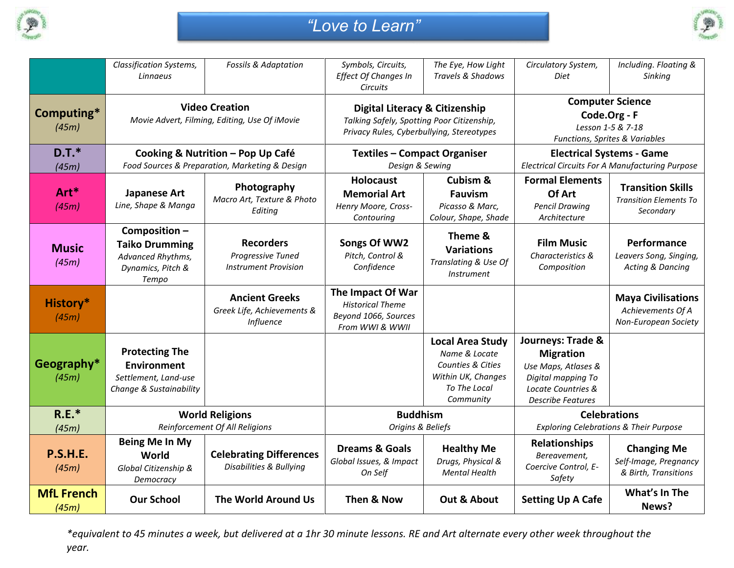# "Love to Learn"

| | | | | | | |
|---|---|---|---|---|---|---|
| | *Classification Systems, Linnaeus* | *Fossils & Adaptation* | *Symbols, Circuits, Effect Of Changes In Circuits* | *The Eye, How Light Travels & Shadows* | *Circulatory System, Diet* | *Including. Floating & Sinking* |
| **Computing*** *(45m)* | **Video Creation** *Movie Advert, Filming, Editing, Use Of iMovie* | | **Digital Literacy & Citizenship** *Talking Safely, Spotting Poor Citizenship, Privacy Rules, Cyberbullying, Stereotypes* | | **Computer Science Code.Org - F** *Lesson 1-5 & 7-18* *Functions, Sprites & Variables* | |
| **D.T.*** *(45m)* | **Cooking & Nutrition – Pop Up Café** *Food Sources & Preparation, Marketing & Design* | | **Textiles – Compact Organiser** *Design & Sewing* | | **Electrical Systems - Game** *Electrical Circuits For A Manufacturing Purpose* | |
| **Art*** *(45m)* | **Japanese Art** *Line, Shape & Manga* | **Photography** *Macro Art, Texture & Photo Editing* | **Holocaust Memorial Art** *Henry Moore, Cross-Contouring* | **Cubism & Fauvism** *Picasso & Marc, Colour, Shape, Shade* | **Formal Elements Of Art** *Pencil Drawing Architecture* | **Transition Skills** *Transition Elements To Secondary* |
| **Music** *(45m)* | **Composition – Taiko Drumming** *Advanced Rhythms, Dynamics, Pitch & Tempo* | **Recorders** *Progressive Tuned Instrument Provision* | **Songs Of WW2** *Pitch, Control & Confidence* | **Theme & Variations** *Translating & Use Of Instrument* | **Film Music** *Characteristics & Composition* | **Performance** *Leavers Song, Singing, Acting & Dancing* |
| **History*** *(45m)* | | **Ancient Greeks** *Greek Life, Achievements & Influence* | **The Impact Of War** *Historical Theme Beyond 1066, Sources From WWI & WWII* | | | **Maya Civilisations** *Achievements Of A Non-European Society* |
| **Geography*** *(45m)* | **Protecting The Environment** *Settlement, Land-use Change & Sustainability* | | | **Local Area Study** *Name & Locate Counties & Cities Within UK, Changes To The Local Community* | **Journeys: Trade & Migration** *Use Maps, Atlases & Digital mapping To Locate Countries & Describe Features* | |
| **R.E.*** *(45m)* | **World Religions** *Reinforcement Of All Religions* | | **Buddhism** *Origins & Beliefs* | | **Celebrations** *Exploring Celebrations & Their Purpose* | |
| **P.S.H.E.** *(45m)* | **Being Me In My World** *Global Citizenship & Democracy* | **Celebrating Differences** *Disabilities & Bullying* | **Dreams & Goals** *Global Issues, & Impact On Self* | **Healthy Me** *Drugs, Physical & Mental Health* | **Relationships** *Bereavement, Coercive Control, E-Safety* | **Changing Me** *Self-Image, Pregnancy & Birth, Transitions* |
| **MfL French** *(45m)* | **Our School** | **The World Around Us** | **Then & Now** | **Out & About** | **Setting Up A Cafe** | **What's In The News?** |

*\*equivalent to 45 minutes a week, but delivered at a 1hr 30 minute lessons. RE and Art alternate every other week throughout the year.*